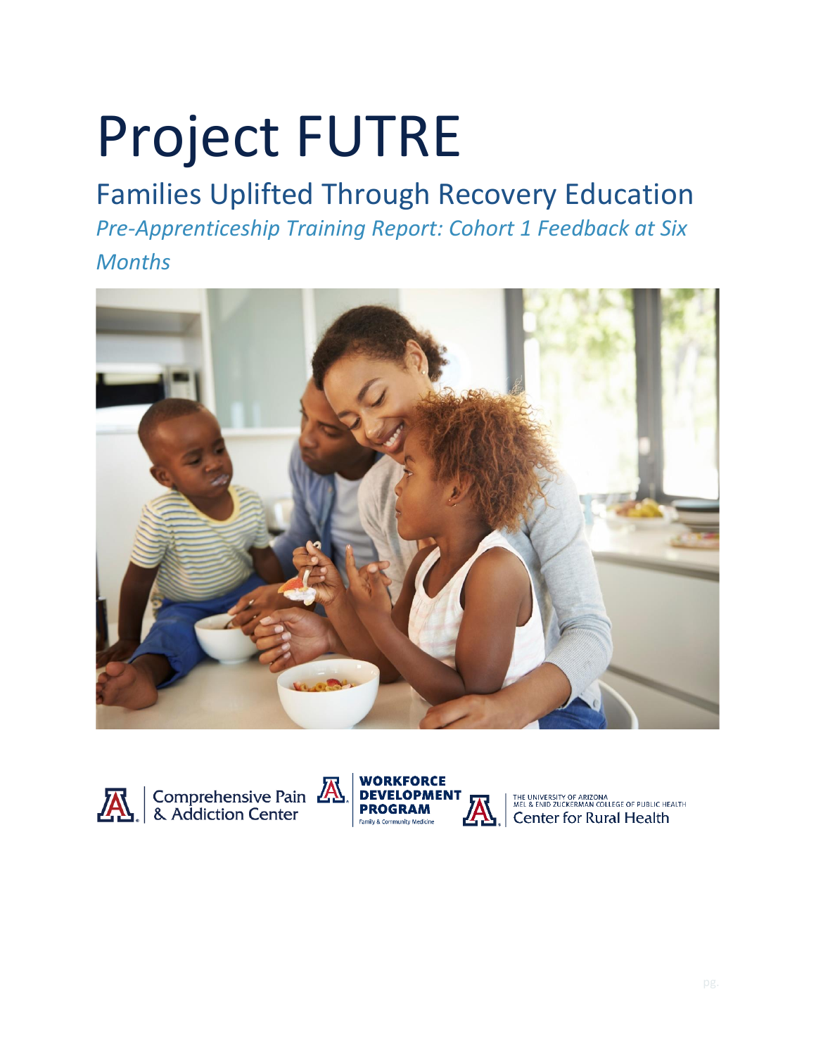# Project FUTRE

## Families Uplifted Through Recovery Education

*Pre-Apprenticeship Training Report: Cohort 1 Feedback at Six Months*

Comprehensive Pain & Addiction Center

WORKFORCE DEVELOPMENT PROGRAM
Family & Community Medicine

THE UNIVERSITY OF ARIZONA
MEL & ENID ZUCKERMAN COLLEGE OF PUBLIC HEALTH
Center for Rural Health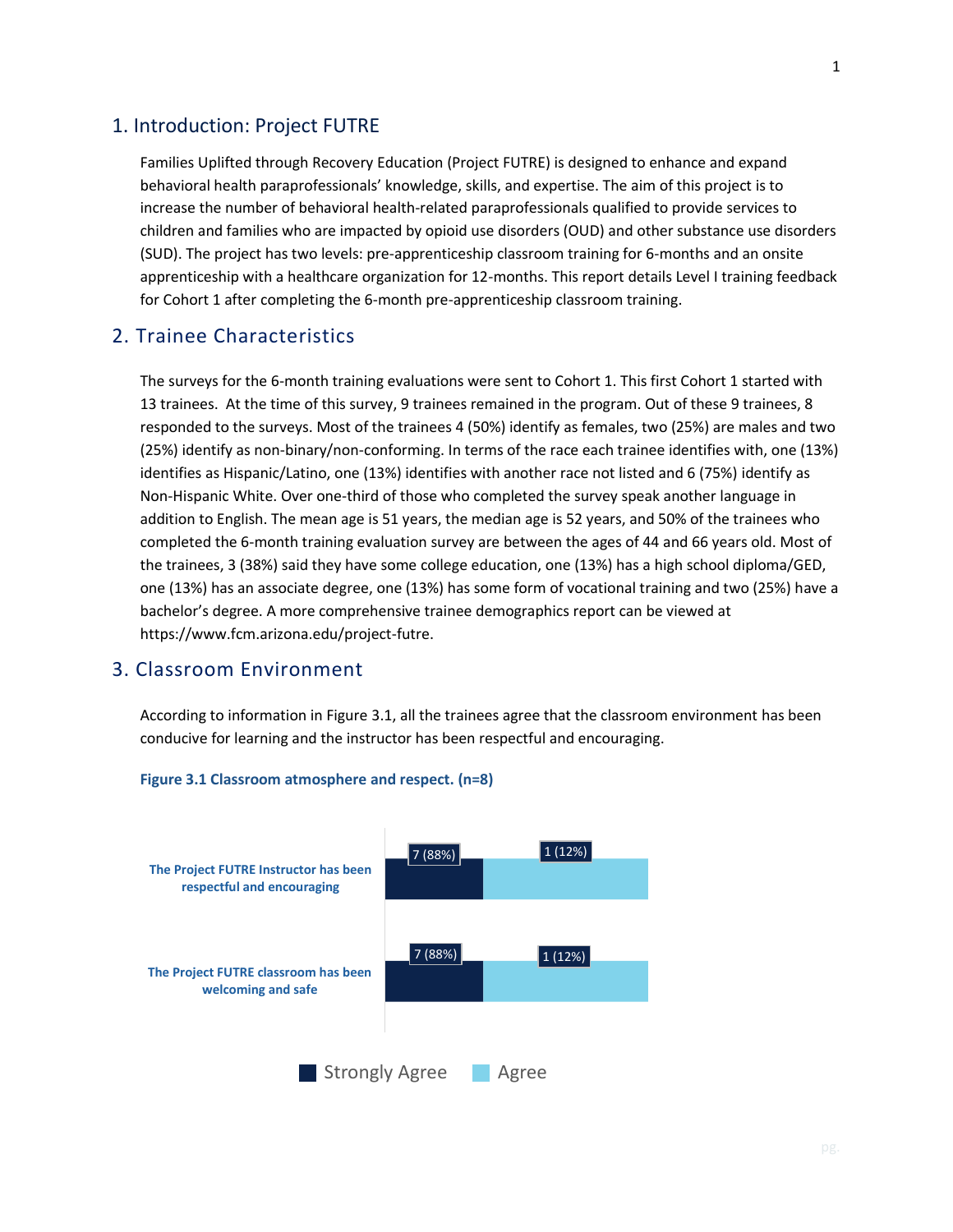## 1. Introduction: Project FUTRE

Families Uplifted through Recovery Education (Project FUTRE) is designed to enhance and expand behavioral health paraprofessionals' knowledge, skills, and expertise. The aim of this project is to increase the number of behavioral health-related paraprofessionals qualified to provide services to children and families who are impacted by opioid use disorders (OUD) and other substance use disorders (SUD). The project has two levels: pre-apprenticeship classroom training for 6-months and an onsite apprenticeship with a healthcare organization for 12-months. This report details Level I training feedback for Cohort 1 after completing the 6-month pre-apprenticeship classroom training.

## 2. Trainee Characteristics

The surveys for the 6-month training evaluations were sent to Cohort 1. This first Cohort 1 started with 13 trainees. At the time of this survey, 9 trainees remained in the program. Out of these 9 trainees, 8 responded to the surveys. Most of the trainees 4 (50%) identify as females, two (25%) are males and two (25%) identify as non-binary/non-conforming. In terms of the race each trainee identifies with, one (13%) identifies as Hispanic/Latino, one (13%) identifies with another race not listed and 6 (75%) identify as Non-Hispanic White. Over one-third of those who completed the survey speak another language in addition to English. The mean age is 51 years, the median age is 52 years, and 50% of the trainees who completed the 6-month training evaluation survey are between the ages of 44 and 66 years old. Most of the trainees, 3 (38%) said they have some college education, one (13%) has a high school diploma/GED, one (13%) has an associate degree, one (13%) has some form of vocational training and two (25%) have a bachelor's degree. A more comprehensive trainee demographics report can be viewed at https://www.fcm.arizona.edu/project-futre.

## 3. Classroom Environment

According to information in Figure 3.1, all the trainees agree that the classroom environment has been conducive for learning and the instructor has been respectful and encouraging.

**Figure 3.1 Classroom atmosphere and respect. (n=8)**

The Project FUTRE Instructor has been respectful and encouraging
7 (88%)
1 (12%)

The Project FUTRE classroom has been welcoming and safe
7 (88%)
1 (12%)

Strongly Agree
Agree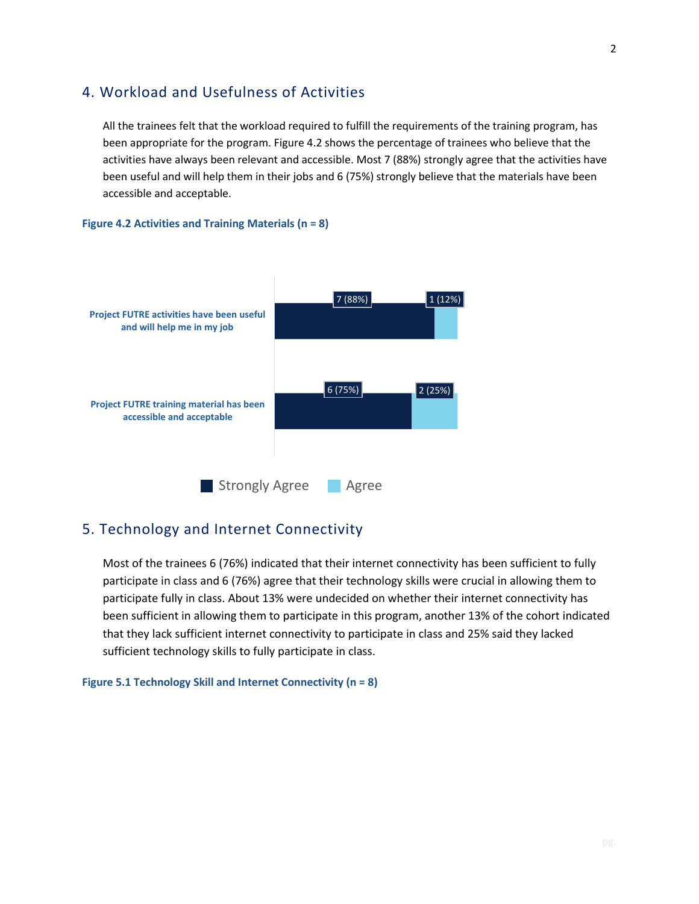## 4. Workload and Usefulness of Activities

All the trainees felt that the workload required to fulfill the requirements of the training program, has been appropriate for the program. Figure 4.2 shows the percentage of trainees who believe that the activities have always been relevant and accessible. Most 7 (88%) strongly agree that the activities have been useful and will help them in their jobs and 6 (75%) strongly believe that the materials have been accessible and acceptable.

**Figure 4.2 Activities and Training Materials (n = 8)**

Project FUTRE activities have been useful and will help me in my job

7 (88%)

1 (12%)

Project FUTRE training material has been accessible and acceptable

6 (75%)

2 (25%)

Strongly Agree

Agree

## 5. Technology and Internet Connectivity

Most of the trainees 6 (76%) indicated that their internet connectivity has been sufficient to fully participate in class and 6 (76%) agree that their technology skills were crucial in allowing them to participate fully in class. About 13% were undecided on whether their internet connectivity has been sufficient in allowing them to participate in this program, another 13% of the cohort indicated that they lack sufficient internet connectivity to participate in class and 25% said they lacked sufficient technology skills to fully participate in class.

**Figure 5.1 Technology Skill and Internet Connectivity (n = 8)**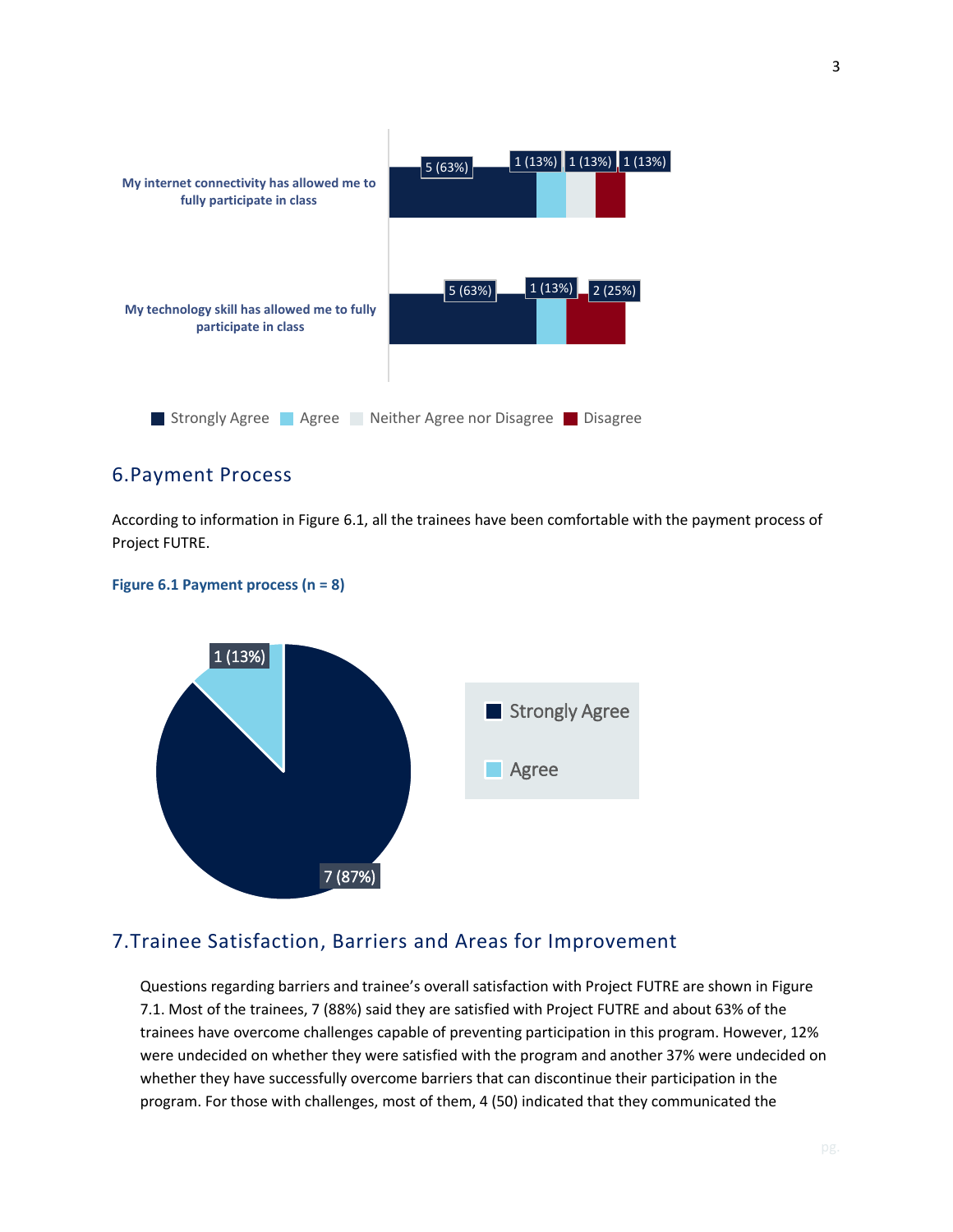| | Strongly Agree | Agree | Neither Agree nor Disagree | Disagree |
|---|---|---|---|---|
| My internet connectivity has allowed me to fully participate in class | 5 (63%) | 1 (13%) | 1 (13%) | 1 (13%) |
| My technology skill has allowed me to fully participate in class | 5 (63%) | 1 (13%) | | 2 (25%) |

## 6.Payment Process

According to information in Figure 6.1, all the trainees have been comfortable with the payment process of Project FUTRE.

**Figure 6.1 Payment process (n = 8)**

| Response | Count (%) |
|---|---|
| Strongly Agree | 7 (87%) |
| Agree | 1 (13%) |

## 7.Trainee Satisfaction, Barriers and Areas for Improvement

Questions regarding barriers and trainee's overall satisfaction with Project FUTRE are shown in Figure 7.1. Most of the trainees, 7 (88%) said they are satisfied with Project FUTRE and about 63% of the trainees have overcome challenges capable of preventing participation in this program. However, 12% were undecided on whether they were satisfied with the program and another 37% were undecided on whether they have successfully overcome barriers that can discontinue their participation in the program. For those with challenges, most of them, 4 (50) indicated that they communicated the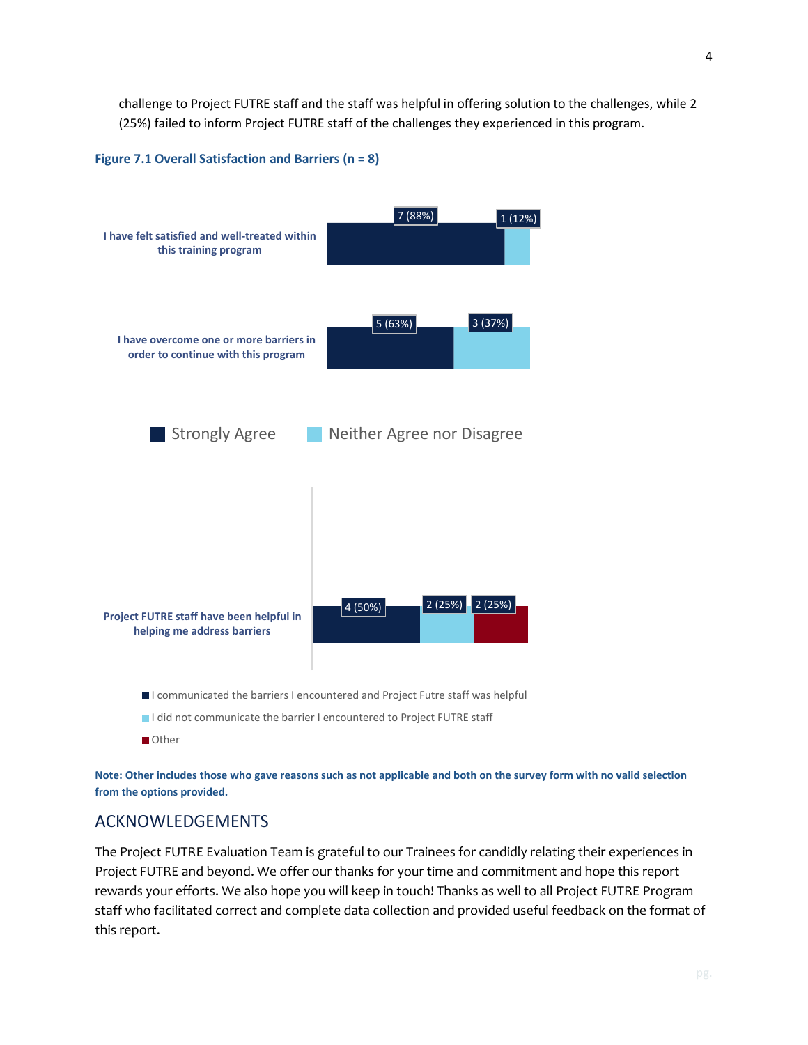challenge to Project FUTRE staff and the staff was helpful in offering solution to the challenges, while 2 (25%) failed to inform Project FUTRE staff of the challenges they experienced in this program.

**Figure 7.1 Overall Satisfaction and Barriers (n = 8)**

I have felt satisfied and well-treated within this training program
7 (88%)
1 (12%)

I have overcome one or more barriers in order to continue with this program
5 (63%)
3 (37%)

Strongly Agree
Neither Agree nor Disagree

Project FUTRE staff have been helpful in helping me address barriers
4 (50%)
2 (25%)
2 (25%)

I communicated the barriers I encountered and Project Futre staff was helpful
I did not communicate the barrier I encountered to Project FUTRE staff
Other

**Note: Other includes those who gave reasons such as not applicable and both on the survey form with no valid selection from the options provided.**

## ACKNOWLEDGEMENTS

The Project FUTRE Evaluation Team is grateful to our Trainees for candidly relating their experiences in Project FUTRE and beyond. We offer our thanks for your time and commitment and hope this report rewards your efforts. We also hope you will keep in touch! Thanks as well to all Project FUTRE Program staff who facilitated correct and complete data collection and provided useful feedback on the format of this report.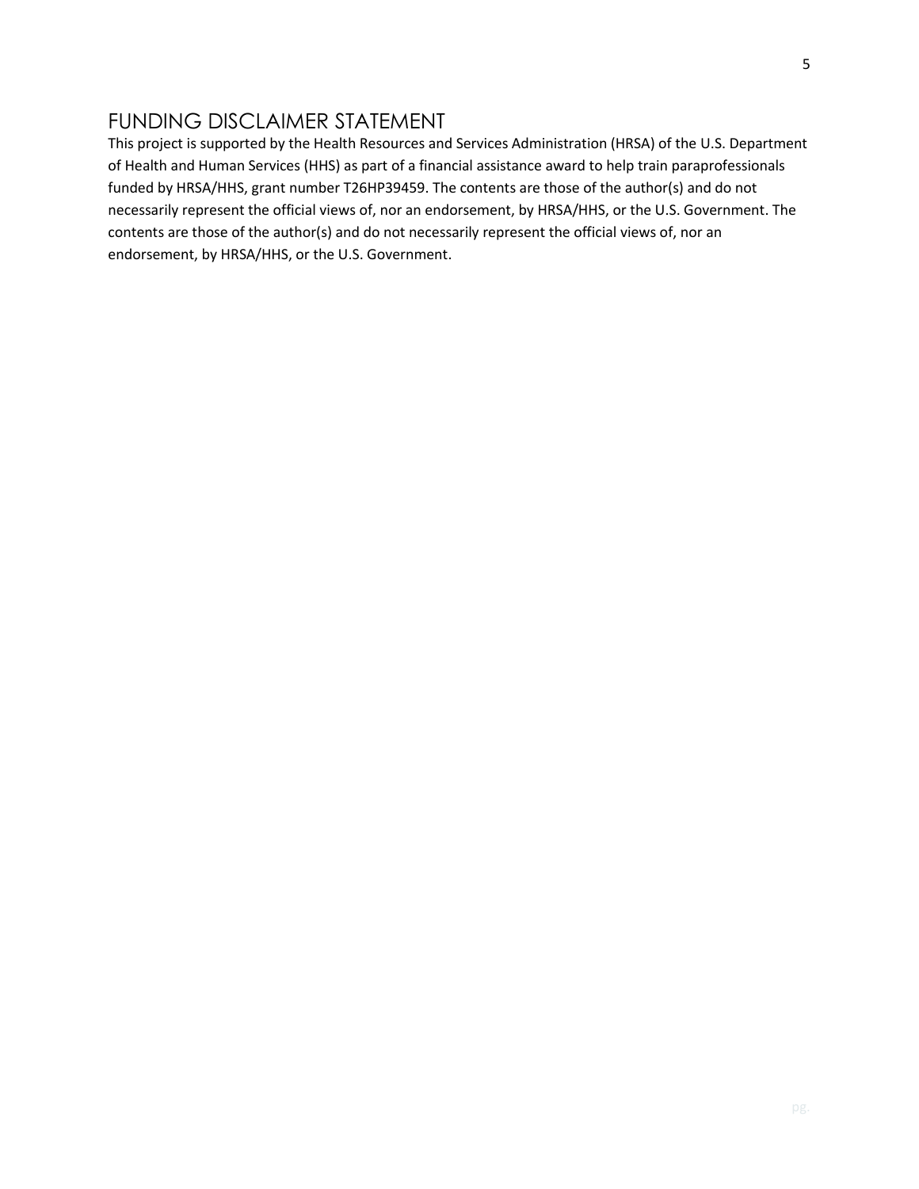## FUNDING DISCLAIMER STATEMENT

This project is supported by the Health Resources and Services Administration (HRSA) of the U.S. Department of Health and Human Services (HHS) as part of a financial assistance award to help train paraprofessionals funded by HRSA/HHS, grant number T26HP39459. The contents are those of the author(s) and do not necessarily represent the official views of, nor an endorsement, by HRSA/HHS, or the U.S. Government. The contents are those of the author(s) and do not necessarily represent the official views of, nor an endorsement, by HRSA/HHS, or the U.S. Government.